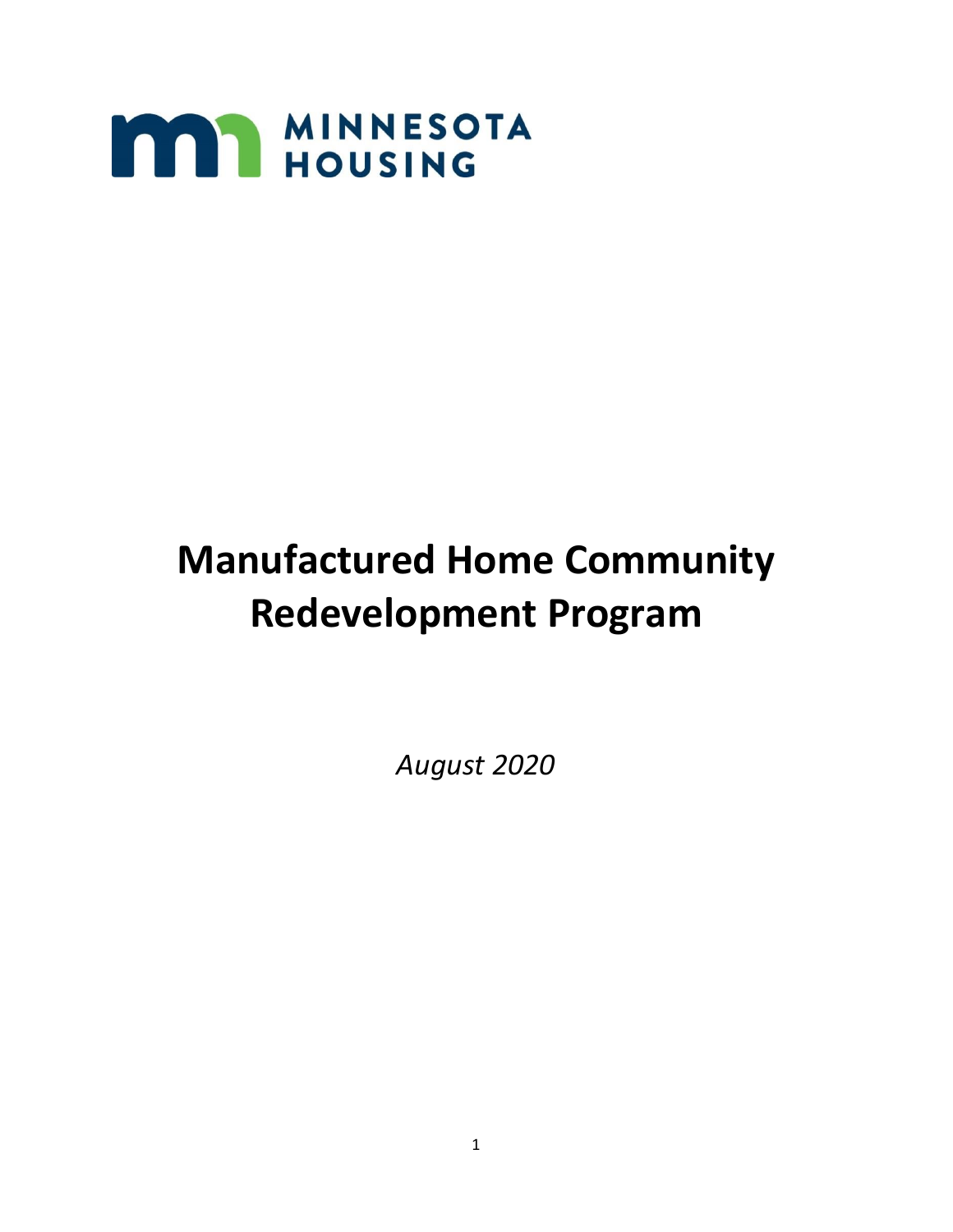MINNESOTA HOUSING

# Manufactured Home Community Redevelopment Program

*August 2020*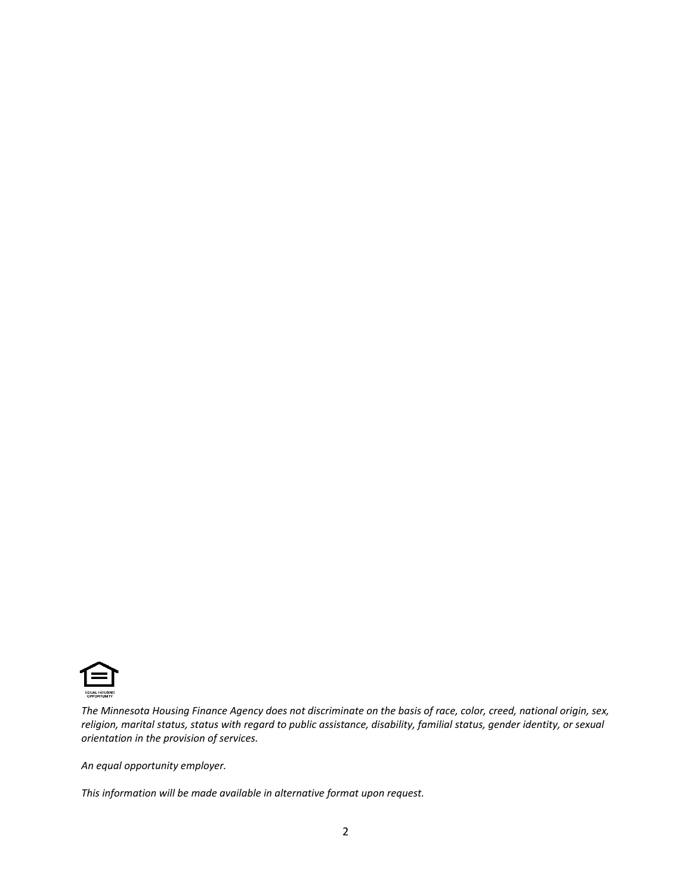*The Minnesota Housing Finance Agency does not discriminate on the basis of race, color, creed, national origin, sex, religion, marital status, status with regard to public assistance, disability, familial status, gender identity, or sexual orientation in the provision of services.*

*An equal opportunity employer.*

*This information will be made available in alternative format upon request.*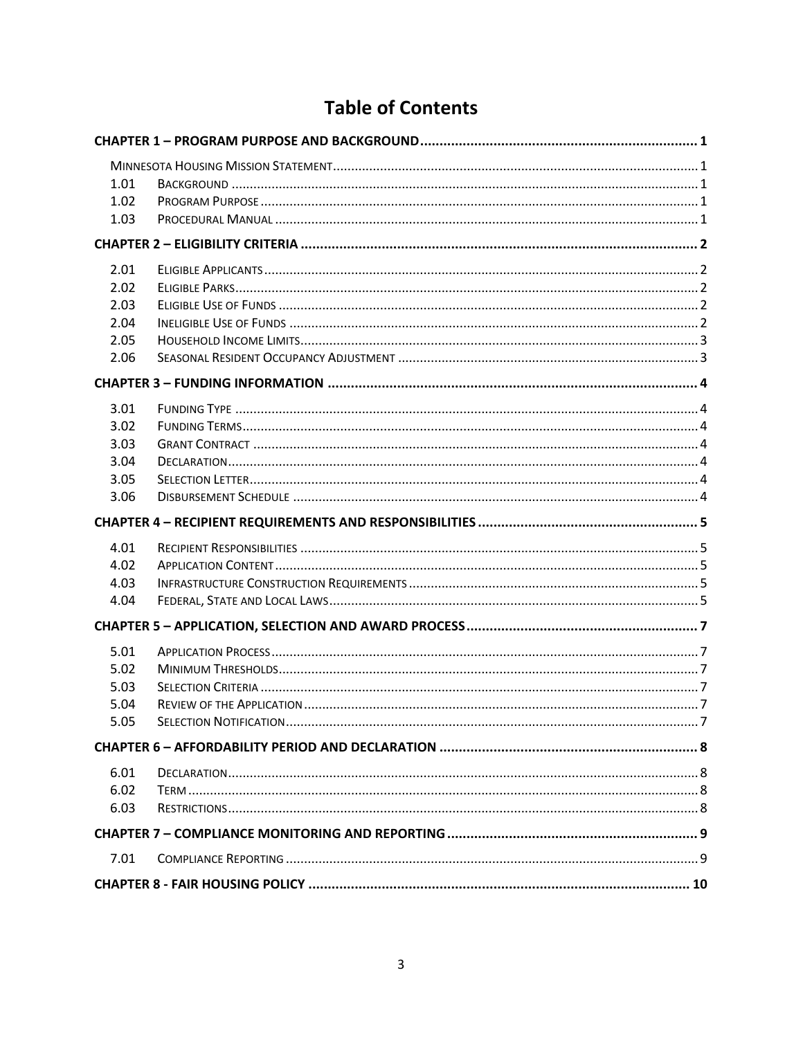# Table of Contents

**CHAPTER 1 – PROGRAM PURPOSE AND BACKGROUND** ........ 1

- MINNESOTA HOUSING MISSION STATEMENT ........ 1
- 1.01 BACKGROUND ........ 1
- 1.02 PROGRAM PURPOSE ........ 1
- 1.03 PROCEDURAL MANUAL ........ 1

**CHAPTER 2 – ELIGIBILITY CRITERIA** ........ 2

- 2.01 ELIGIBLE APPLICANTS ........ 2
- 2.02 ELIGIBLE PARKS ........ 2
- 2.03 ELIGIBLE USE OF FUNDS ........ 2
- 2.04 INELIGIBLE USE OF FUNDS ........ 2
- 2.05 HOUSEHOLD INCOME LIMITS ........ 3
- 2.06 SEASONAL RESIDENT OCCUPANCY ADJUSTMENT ........ 3

**CHAPTER 3 – FUNDING INFORMATION** ........ 4

- 3.01 FUNDING TYPE ........ 4
- 3.02 FUNDING TERMS ........ 4
- 3.03 GRANT CONTRACT ........ 4
- 3.04 DECLARATION ........ 4
- 3.05 SELECTION LETTER ........ 4
- 3.06 DISBURSEMENT SCHEDULE ........ 4

**CHAPTER 4 – RECIPIENT REQUIREMENTS AND RESPONSIBILITIES** ........ 5

- 4.01 RECIPIENT RESPONSIBILITIES ........ 5
- 4.02 APPLICATION CONTENT ........ 5
- 4.03 INFRASTRUCTURE CONSTRUCTION REQUIREMENTS ........ 5
- 4.04 FEDERAL, STATE AND LOCAL LAWS ........ 5

**CHAPTER 5 – APPLICATION, SELECTION AND AWARD PROCESS** ........ 7

- 5.01 APPLICATION PROCESS ........ 7
- 5.02 MINIMUM THRESHOLDS ........ 7
- 5.03 SELECTION CRITERIA ........ 7
- 5.04 REVIEW OF THE APPLICATION ........ 7
- 5.05 SELECTION NOTIFICATION ........ 7

**CHAPTER 6 – AFFORDABILITY PERIOD AND DECLARATION** ........ 8

- 6.01 DECLARATION ........ 8
- 6.02 TERM ........ 8
- 6.03 RESTRICTIONS ........ 8

**CHAPTER 7 – COMPLIANCE MONITORING AND REPORTING** ........ 9

- 7.01 COMPLIANCE REPORTING ........ 9

**CHAPTER 8 - FAIR HOUSING POLICY** ........ 10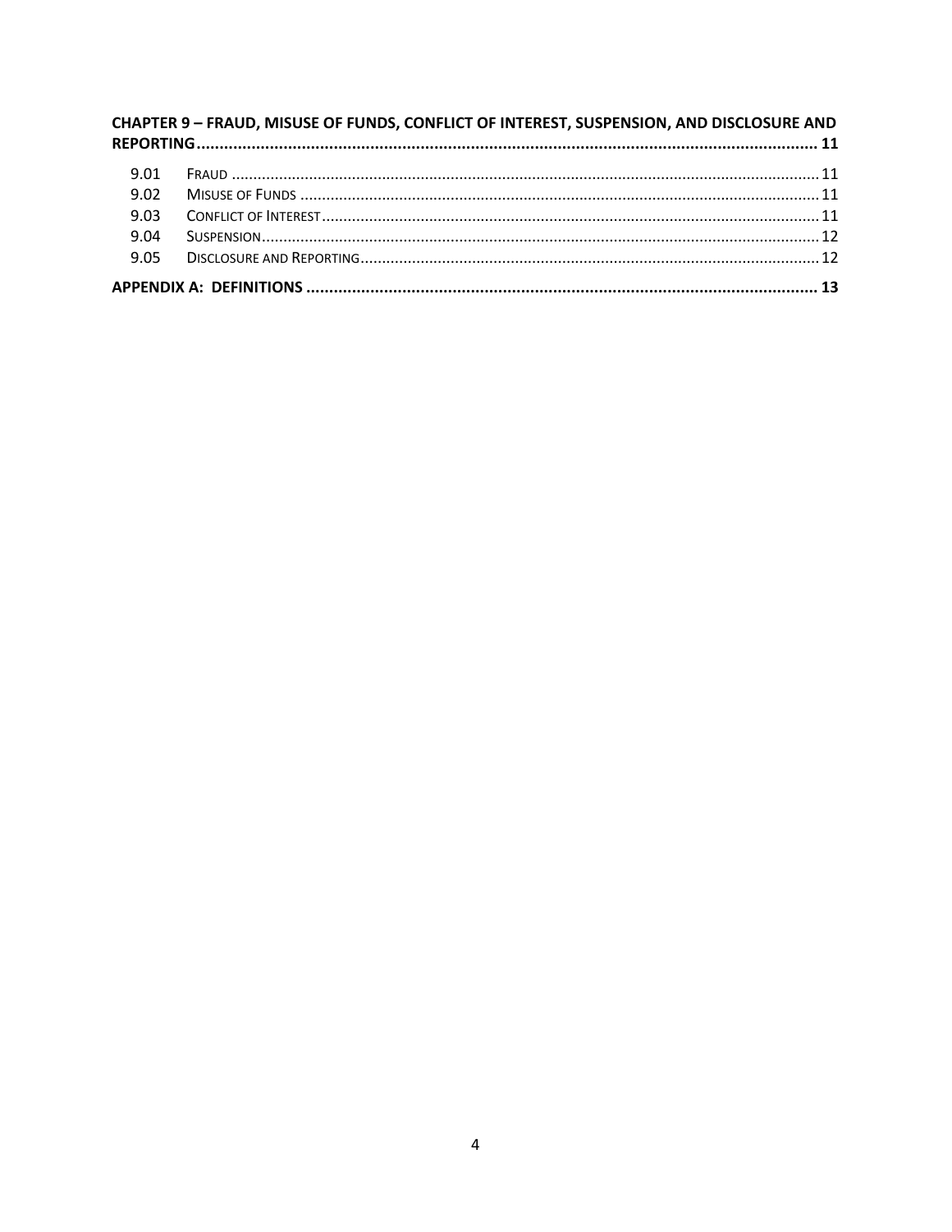**CHAPTER 9 – FRAUD, MISUSE OF FUNDS, CONFLICT OF INTEREST, SUSPENSION, AND DISCLOSURE AND REPORTING** ........ 11

- 9.01 FRAUD ........ 11
- 9.02 MISUSE OF FUNDS ........ 11
- 9.03 CONFLICT OF INTEREST ........ 11
- 9.04 SUSPENSION ........ 12
- 9.05 DISCLOSURE AND REPORTING ........ 12

**APPENDIX A: DEFINITIONS** ........ 13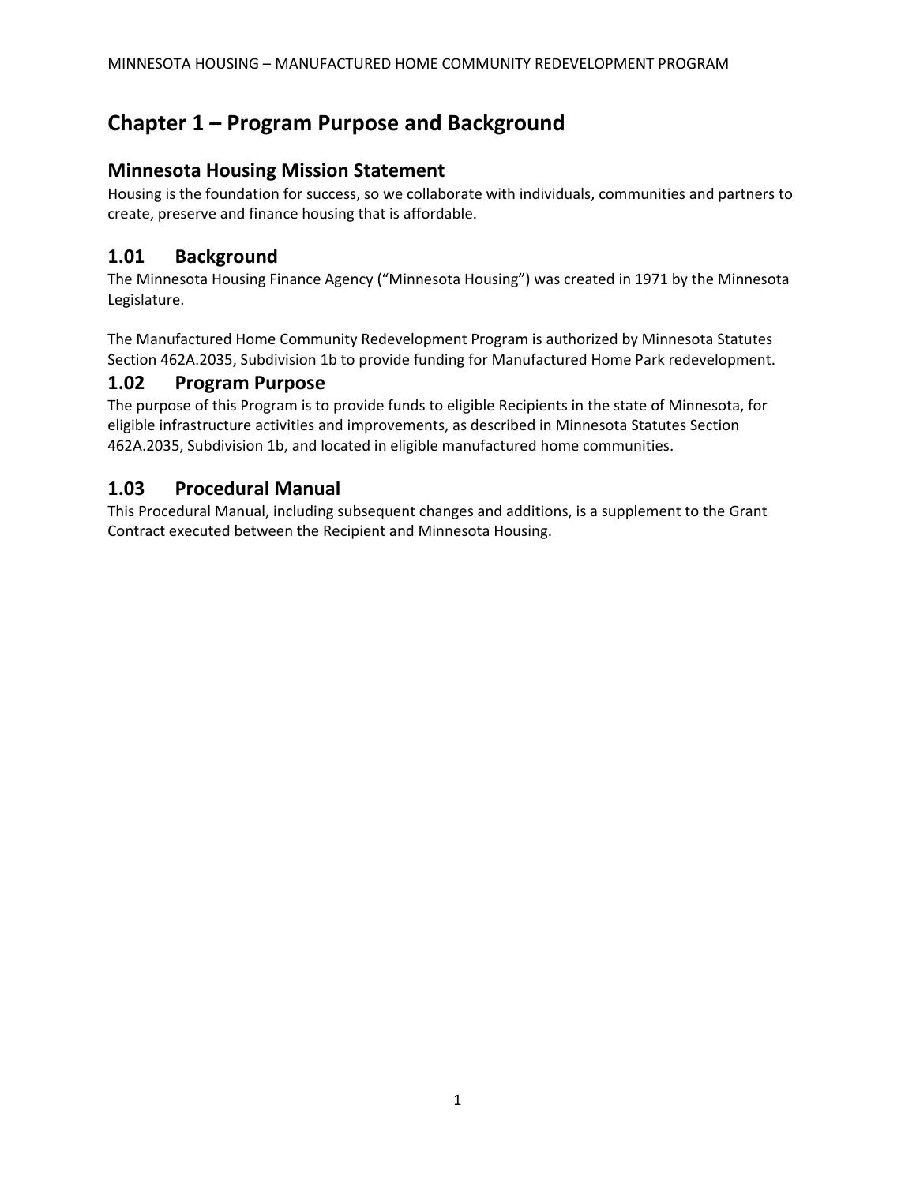# Chapter 1 – Program Purpose and Background

## Minnesota Housing Mission Statement

Housing is the foundation for success, so we collaborate with individuals, communities and partners to create, preserve and finance housing that is affordable.

## 1.01 Background

The Minnesota Housing Finance Agency ("Minnesota Housing") was created in 1971 by the Minnesota Legislature.

The Manufactured Home Community Redevelopment Program is authorized by Minnesota Statutes Section 462A.2035, Subdivision 1b to provide funding for Manufactured Home Park redevelopment.

## 1.02 Program Purpose

The purpose of this Program is to provide funds to eligible Recipients in the state of Minnesota, for eligible infrastructure activities and improvements, as described in Minnesota Statutes Section 462A.2035, Subdivision 1b, and located in eligible manufactured home communities.

## 1.03 Procedural Manual

This Procedural Manual, including subsequent changes and additions, is a supplement to the Grant Contract executed between the Recipient and Minnesota Housing.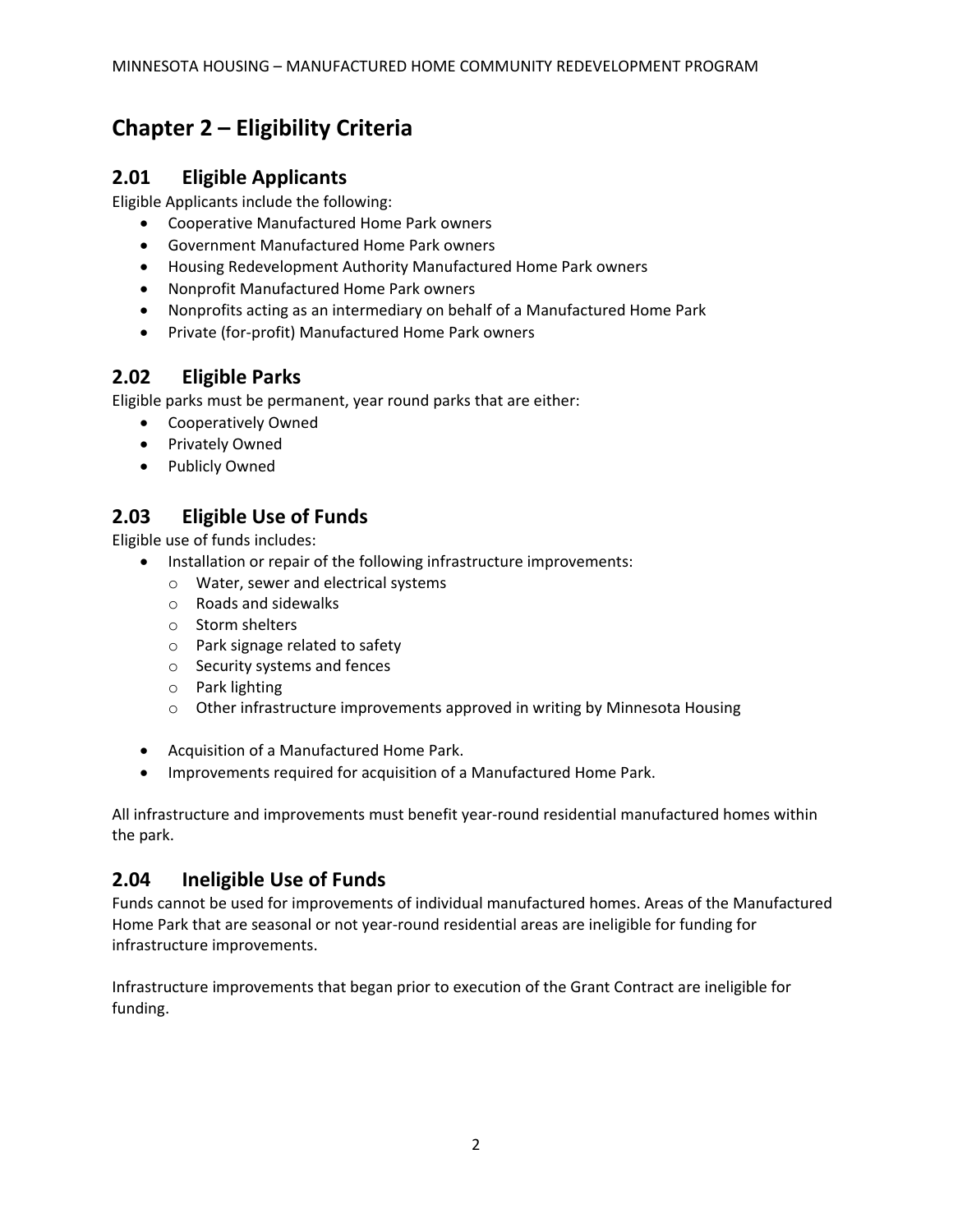# Chapter 2 – Eligibility Criteria

## 2.01 Eligible Applicants

Eligible Applicants include the following:

- Cooperative Manufactured Home Park owners
- Government Manufactured Home Park owners
- Housing Redevelopment Authority Manufactured Home Park owners
- Nonprofit Manufactured Home Park owners
- Nonprofits acting as an intermediary on behalf of a Manufactured Home Park
- Private (for-profit) Manufactured Home Park owners

## 2.02 Eligible Parks

Eligible parks must be permanent, year round parks that are either:

- Cooperatively Owned
- Privately Owned
- Publicly Owned

## 2.03 Eligible Use of Funds

Eligible use of funds includes:

- Installation or repair of the following infrastructure improvements:
  - Water, sewer and electrical systems
  - Roads and sidewalks
  - Storm shelters
  - Park signage related to safety
  - Security systems and fences
  - Park lighting
  - Other infrastructure improvements approved in writing by Minnesota Housing
- Acquisition of a Manufactured Home Park.
- Improvements required for acquisition of a Manufactured Home Park.

All infrastructure and improvements must benefit year-round residential manufactured homes within the park.

## 2.04 Ineligible Use of Funds

Funds cannot be used for improvements of individual manufactured homes. Areas of the Manufactured Home Park that are seasonal or not year-round residential areas are ineligible for funding for infrastructure improvements.

Infrastructure improvements that began prior to execution of the Grant Contract are ineligible for funding.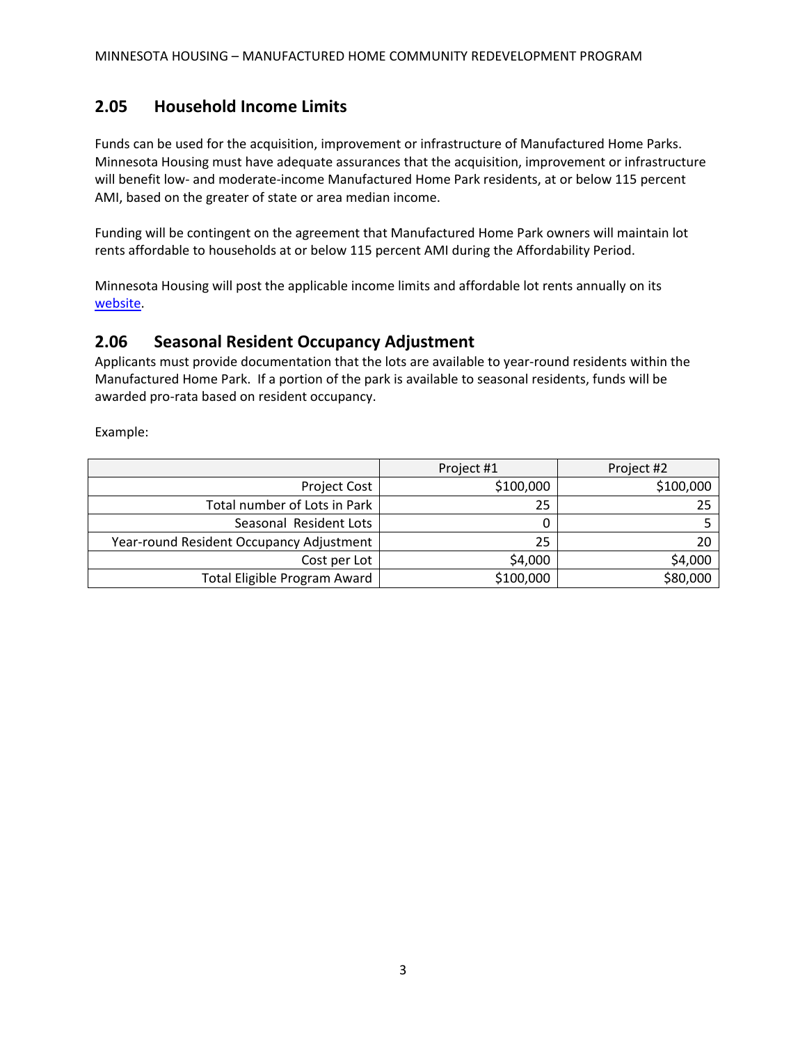## 2.05 Household Income Limits

Funds can be used for the acquisition, improvement or infrastructure of Manufactured Home Parks. Minnesota Housing must have adequate assurances that the acquisition, improvement or infrastructure will benefit low- and moderate-income Manufactured Home Park residents, at or below 115 percent AMI, based on the greater of state or area median income.

Funding will be contingent on the agreement that Manufactured Home Park owners will maintain lot rents affordable to households at or below 115 percent AMI during the Affordability Period.

Minnesota Housing will post the applicable income limits and affordable lot rents annually on its [website](website).

## 2.06 Seasonal Resident Occupancy Adjustment

Applicants must provide documentation that the lots are available to year-round residents within the Manufactured Home Park. If a portion of the park is available to seasonal residents, funds will be awarded pro-rata based on resident occupancy.

Example:

| | Project #1 | Project #2 |
|---:|---:|---:|
| Project Cost | $100,000 | $100,000 |
| Total number of Lots in Park | 25 | 25 |
| Seasonal Resident Lots | 0 | 5 |
| Year-round Resident Occupancy Adjustment | 25 | 20 |
| Cost per Lot | $4,000 | $4,000 |
| Total Eligible Program Award | $100,000 | $80,000 |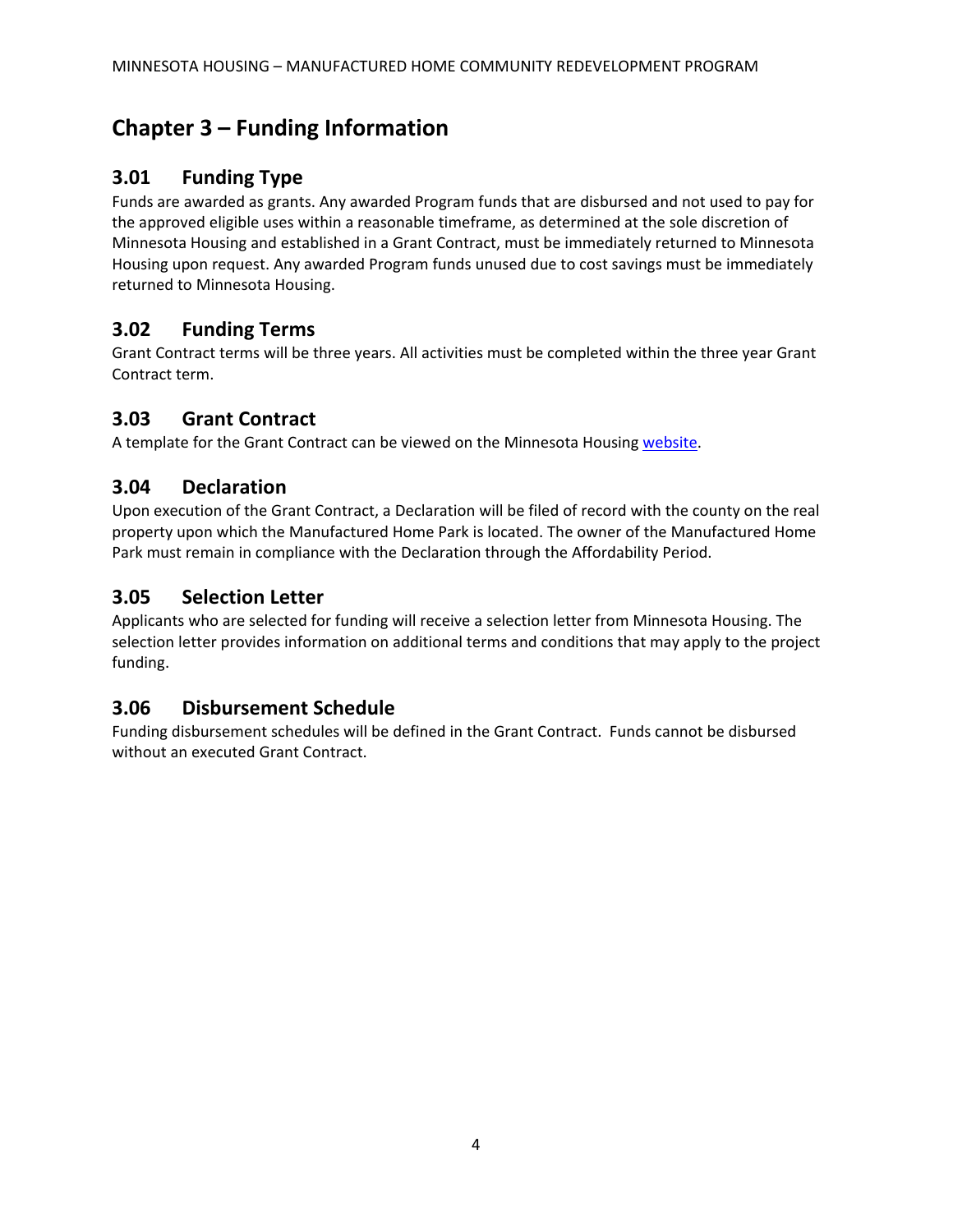# Chapter 3 – Funding Information

## 3.01 Funding Type

Funds are awarded as grants. Any awarded Program funds that are disbursed and not used to pay for the approved eligible uses within a reasonable timeframe, as determined at the sole discretion of Minnesota Housing and established in a Grant Contract, must be immediately returned to Minnesota Housing upon request. Any awarded Program funds unused due to cost savings must be immediately returned to Minnesota Housing.

## 3.02 Funding Terms

Grant Contract terms will be three years. All activities must be completed within the three year Grant Contract term.

## 3.03 Grant Contract

A template for the Grant Contract can be viewed on the Minnesota Housing website.

## 3.04 Declaration

Upon execution of the Grant Contract, a Declaration will be filed of record with the county on the real property upon which the Manufactured Home Park is located. The owner of the Manufactured Home Park must remain in compliance with the Declaration through the Affordability Period.

## 3.05 Selection Letter

Applicants who are selected for funding will receive a selection letter from Minnesota Housing. The selection letter provides information on additional terms and conditions that may apply to the project funding.

## 3.06 Disbursement Schedule

Funding disbursement schedules will be defined in the Grant Contract. Funds cannot be disbursed without an executed Grant Contract.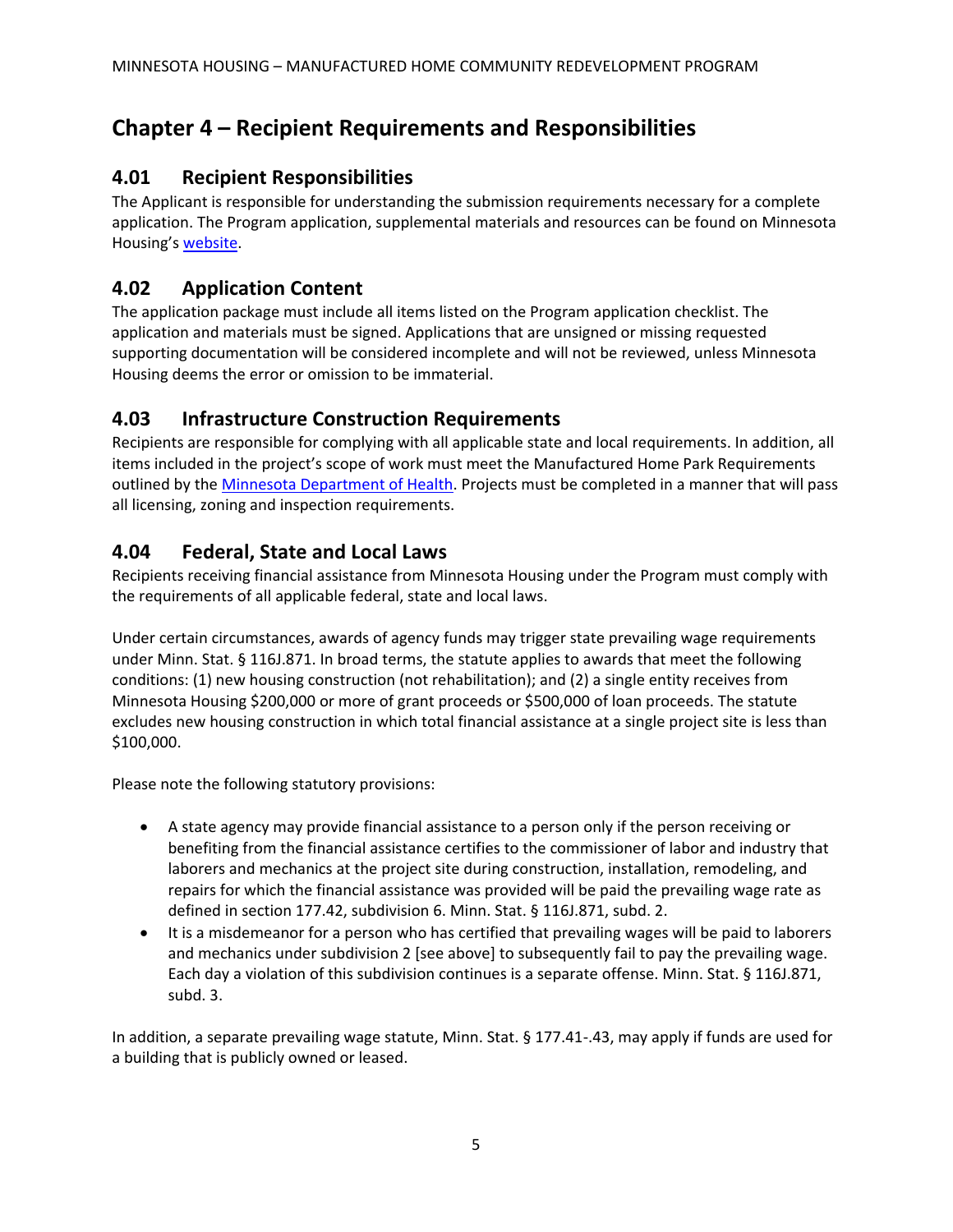# Chapter 4 – Recipient Requirements and Responsibilities

## 4.01 Recipient Responsibilities

The Applicant is responsible for understanding the submission requirements necessary for a complete application. The Program application, supplemental materials and resources can be found on Minnesota Housing's website.

## 4.02 Application Content

The application package must include all items listed on the Program application checklist. The application and materials must be signed. Applications that are unsigned or missing requested supporting documentation will be considered incomplete and will not be reviewed, unless Minnesota Housing deems the error or omission to be immaterial.

## 4.03 Infrastructure Construction Requirements

Recipients are responsible for complying with all applicable state and local requirements. In addition, all items included in the project's scope of work must meet the Manufactured Home Park Requirements outlined by the Minnesota Department of Health. Projects must be completed in a manner that will pass all licensing, zoning and inspection requirements.

## 4.04 Federal, State and Local Laws

Recipients receiving financial assistance from Minnesota Housing under the Program must comply with the requirements of all applicable federal, state and local laws.

Under certain circumstances, awards of agency funds may trigger state prevailing wage requirements under Minn. Stat. § 116J.871. In broad terms, the statute applies to awards that meet the following conditions: (1) new housing construction (not rehabilitation); and (2) a single entity receives from Minnesota Housing $200,000 or more of grant proceeds or $500,000 of loan proceeds. The statute excludes new housing construction in which total financial assistance at a single project site is less than $100,000.

Please note the following statutory provisions:

- A state agency may provide financial assistance to a person only if the person receiving or benefiting from the financial assistance certifies to the commissioner of labor and industry that laborers and mechanics at the project site during construction, installation, remodeling, and repairs for which the financial assistance was provided will be paid the prevailing wage rate as defined in section 177.42, subdivision 6. Minn. Stat. § 116J.871, subd. 2.
- It is a misdemeanor for a person who has certified that prevailing wages will be paid to laborers and mechanics under subdivision 2 [see above] to subsequently fail to pay the prevailing wage. Each day a violation of this subdivision continues is a separate offense. Minn. Stat. § 116J.871, subd. 3.

In addition, a separate prevailing wage statute, Minn. Stat. § 177.41-.43, may apply if funds are used for a building that is publicly owned or leased.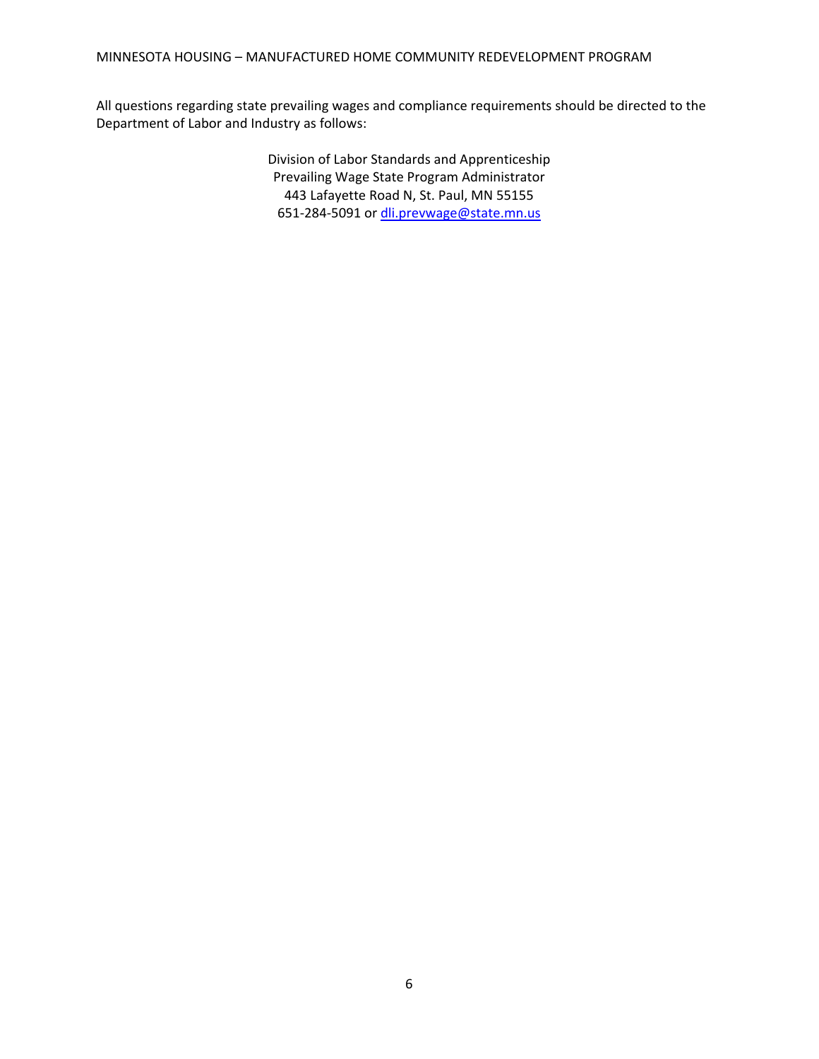All questions regarding state prevailing wages and compliance requirements should be directed to the Department of Labor and Industry as follows:

Division of Labor Standards and Apprenticeship
Prevailing Wage State Program Administrator
443 Lafayette Road N, St. Paul, MN 55155
651-284-5091 or dli.prevwage@state.mn.us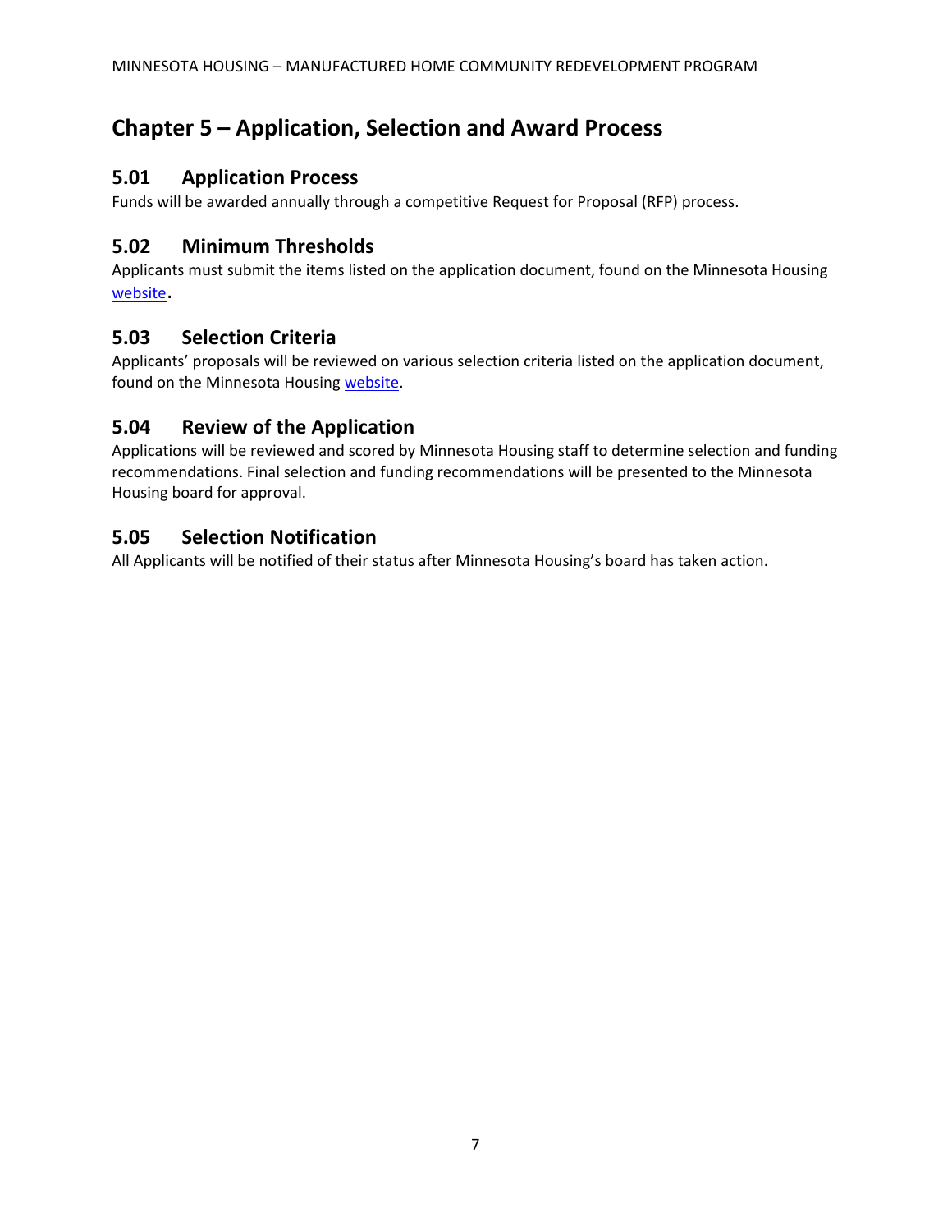# Chapter 5 – Application, Selection and Award Process

## 5.01 Application Process

Funds will be awarded annually through a competitive Request for Proposal (RFP) process.

## 5.02 Minimum Thresholds

Applicants must submit the items listed on the application document, found on the Minnesota Housing website.

## 5.03 Selection Criteria

Applicants' proposals will be reviewed on various selection criteria listed on the application document, found on the Minnesota Housing website.

## 5.04 Review of the Application

Applications will be reviewed and scored by Minnesota Housing staff to determine selection and funding recommendations. Final selection and funding recommendations will be presented to the Minnesota Housing board for approval.

## 5.05 Selection Notification

All Applicants will be notified of their status after Minnesota Housing's board has taken action.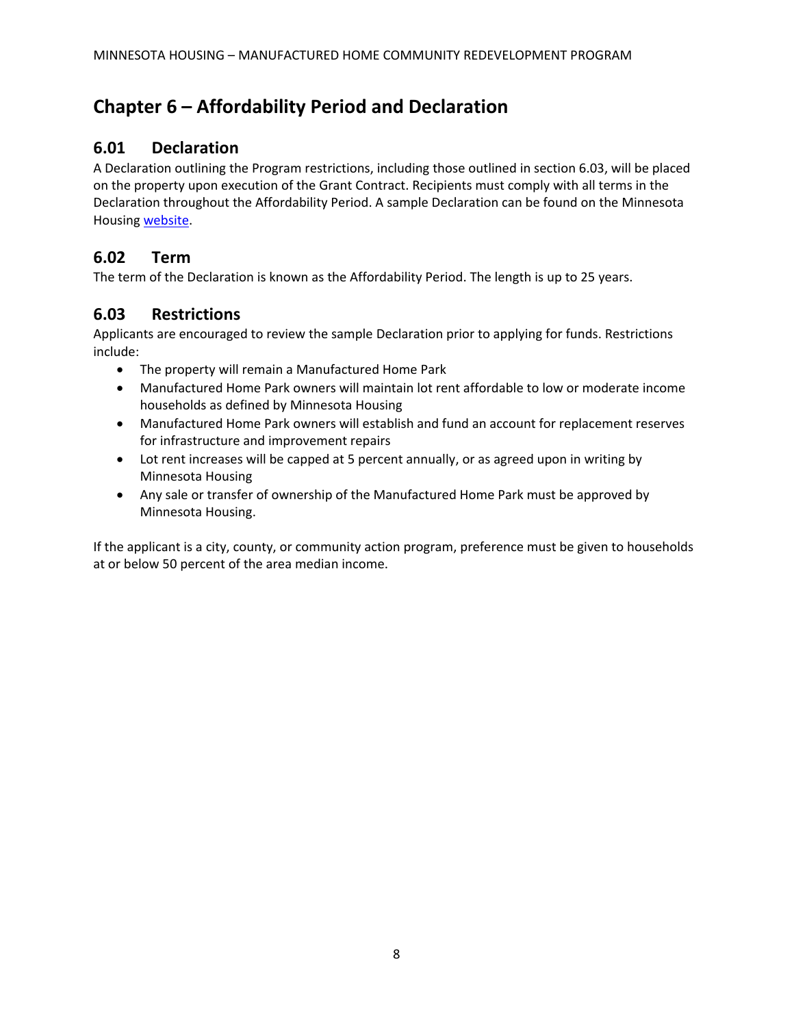# Chapter 6 – Affordability Period and Declaration

## 6.01 Declaration

A Declaration outlining the Program restrictions, including those outlined in section 6.03, will be placed on the property upon execution of the Grant Contract. Recipients must comply with all terms in the Declaration throughout the Affordability Period. A sample Declaration can be found on the Minnesota Housing website.

## 6.02 Term

The term of the Declaration is known as the Affordability Period. The length is up to 25 years.

## 6.03 Restrictions

Applicants are encouraged to review the sample Declaration prior to applying for funds. Restrictions include:

- The property will remain a Manufactured Home Park
- Manufactured Home Park owners will maintain lot rent affordable to low or moderate income households as defined by Minnesota Housing
- Manufactured Home Park owners will establish and fund an account for replacement reserves for infrastructure and improvement repairs
- Lot rent increases will be capped at 5 percent annually, or as agreed upon in writing by Minnesota Housing
- Any sale or transfer of ownership of the Manufactured Home Park must be approved by Minnesota Housing.

If the applicant is a city, county, or community action program, preference must be given to households at or below 50 percent of the area median income.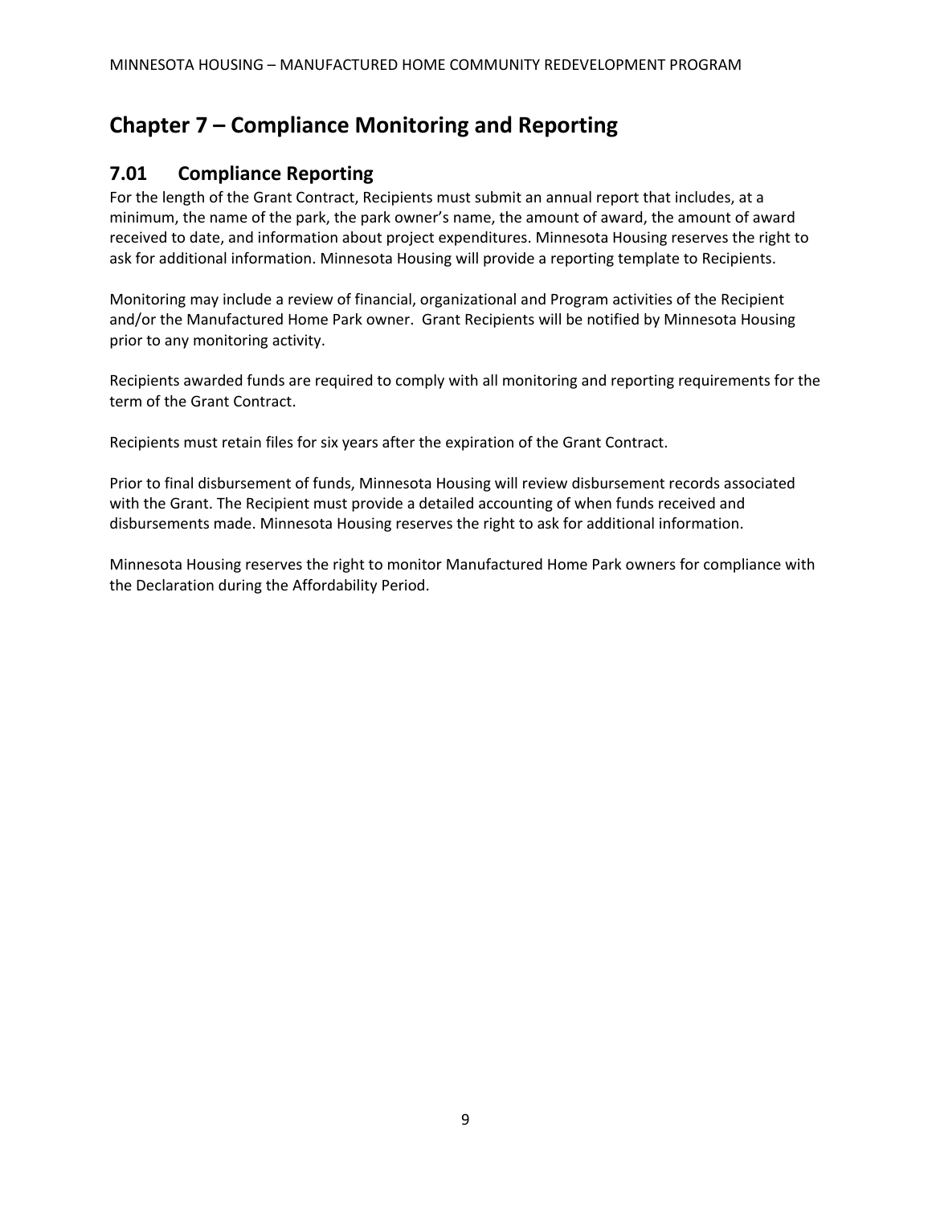# Chapter 7 – Compliance Monitoring and Reporting

## 7.01 Compliance Reporting

For the length of the Grant Contract, Recipients must submit an annual report that includes, at a minimum, the name of the park, the park owner's name, the amount of award, the amount of award received to date, and information about project expenditures. Minnesota Housing reserves the right to ask for additional information. Minnesota Housing will provide a reporting template to Recipients.

Monitoring may include a review of financial, organizational and Program activities of the Recipient and/or the Manufactured Home Park owner. Grant Recipients will be notified by Minnesota Housing prior to any monitoring activity.

Recipients awarded funds are required to comply with all monitoring and reporting requirements for the term of the Grant Contract.

Recipients must retain files for six years after the expiration of the Grant Contract.

Prior to final disbursement of funds, Minnesota Housing will review disbursement records associated with the Grant. The Recipient must provide a detailed accounting of when funds received and disbursements made. Minnesota Housing reserves the right to ask for additional information.

Minnesota Housing reserves the right to monitor Manufactured Home Park owners for compliance with the Declaration during the Affordability Period.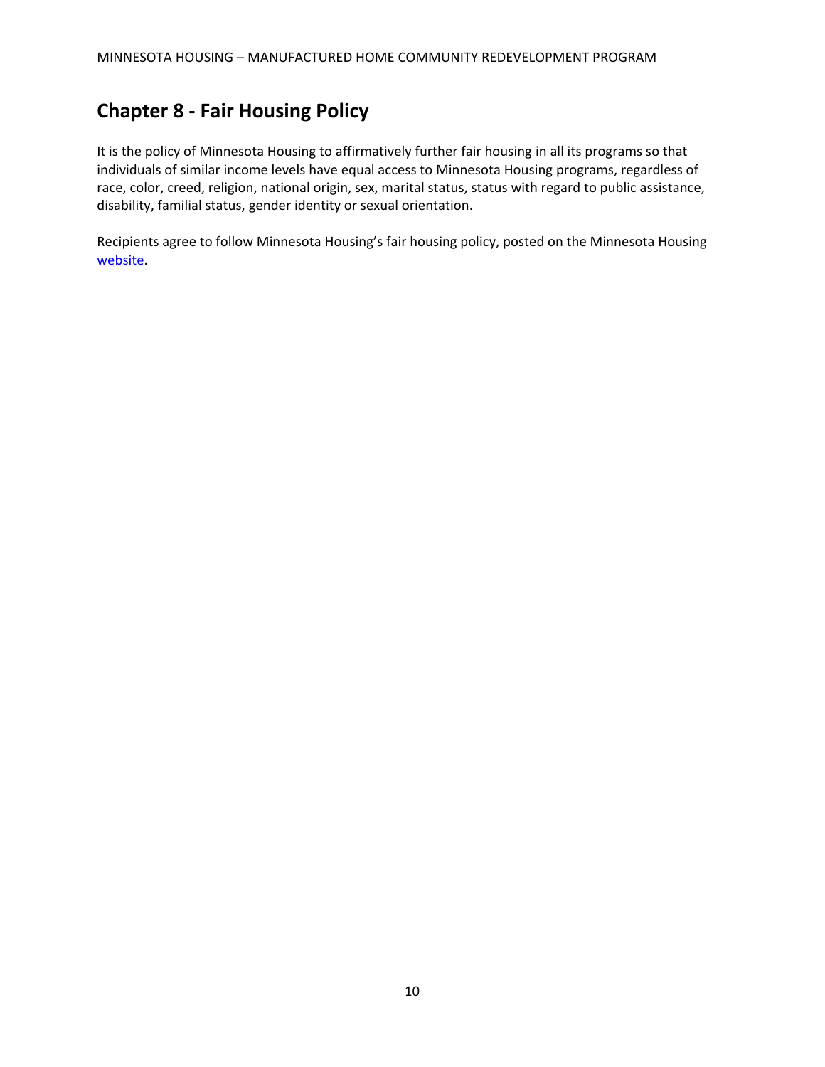# Chapter 8 - Fair Housing Policy

It is the policy of Minnesota Housing to affirmatively further fair housing in all its programs so that individuals of similar income levels have equal access to Minnesota Housing programs, regardless of race, color, creed, religion, national origin, sex, marital status, status with regard to public assistance, disability, familial status, gender identity or sexual orientation.

Recipients agree to follow Minnesota Housing's fair housing policy, posted on the Minnesota Housing website.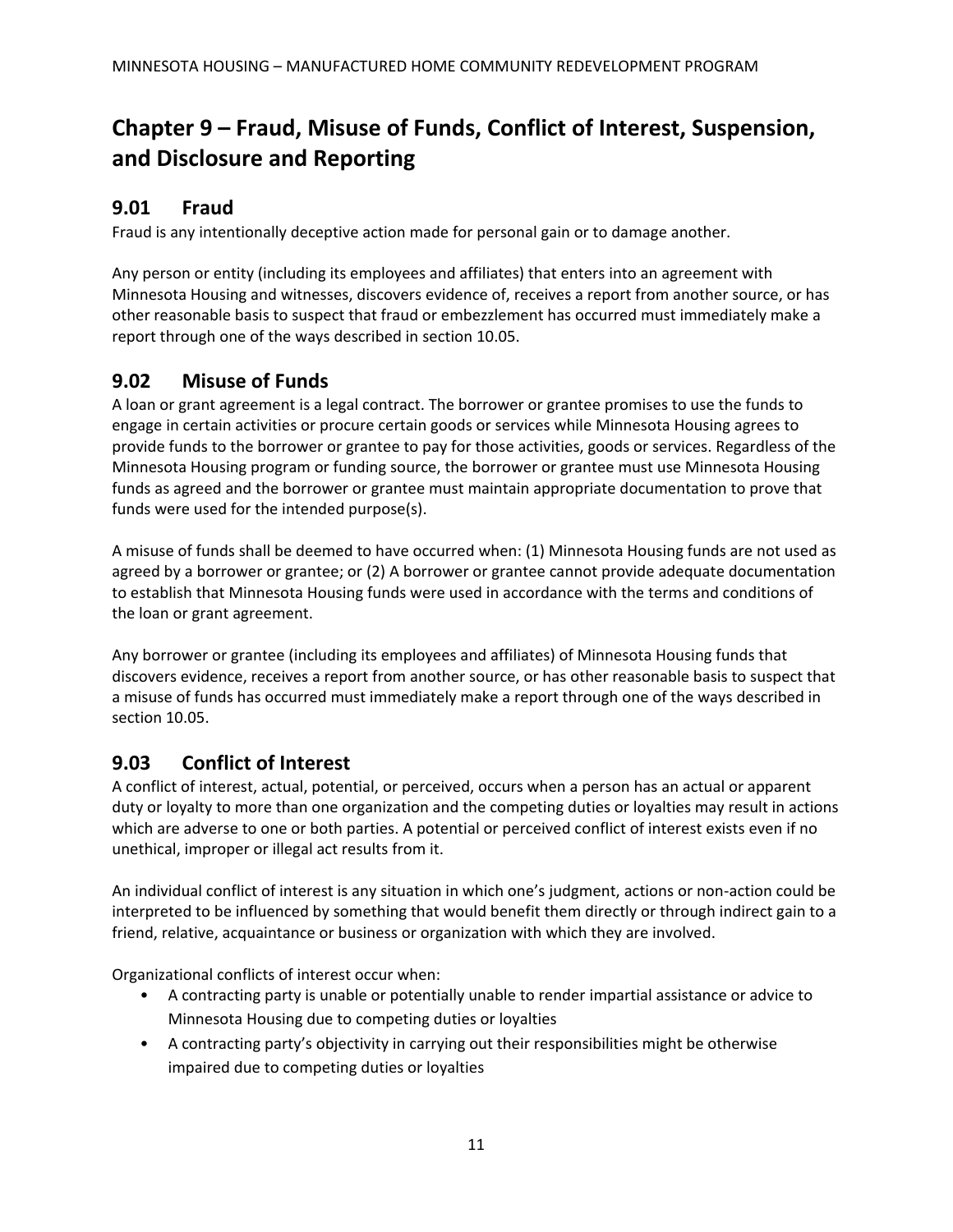# Chapter 9 – Fraud, Misuse of Funds, Conflict of Interest, Suspension, and Disclosure and Reporting

## 9.01 Fraud

Fraud is any intentionally deceptive action made for personal gain or to damage another.

Any person or entity (including its employees and affiliates) that enters into an agreement with Minnesota Housing and witnesses, discovers evidence of, receives a report from another source, or has other reasonable basis to suspect that fraud or embezzlement has occurred must immediately make a report through one of the ways described in section 10.05.

## 9.02 Misuse of Funds

A loan or grant agreement is a legal contract. The borrower or grantee promises to use the funds to engage in certain activities or procure certain goods or services while Minnesota Housing agrees to provide funds to the borrower or grantee to pay for those activities, goods or services. Regardless of the Minnesota Housing program or funding source, the borrower or grantee must use Minnesota Housing funds as agreed and the borrower or grantee must maintain appropriate documentation to prove that funds were used for the intended purpose(s).

A misuse of funds shall be deemed to have occurred when: (1) Minnesota Housing funds are not used as agreed by a borrower or grantee; or (2) A borrower or grantee cannot provide adequate documentation to establish that Minnesota Housing funds were used in accordance with the terms and conditions of the loan or grant agreement.

Any borrower or grantee (including its employees and affiliates) of Minnesota Housing funds that discovers evidence, receives a report from another source, or has other reasonable basis to suspect that a misuse of funds has occurred must immediately make a report through one of the ways described in section 10.05.

## 9.03 Conflict of Interest

A conflict of interest, actual, potential, or perceived, occurs when a person has an actual or apparent duty or loyalty to more than one organization and the competing duties or loyalties may result in actions which are adverse to one or both parties. A potential or perceived conflict of interest exists even if no unethical, improper or illegal act results from it.

An individual conflict of interest is any situation in which one's judgment, actions or non-action could be interpreted to be influenced by something that would benefit them directly or through indirect gain to a friend, relative, acquaintance or business or organization with which they are involved.

Organizational conflicts of interest occur when:

- A contracting party is unable or potentially unable to render impartial assistance or advice to Minnesota Housing due to competing duties or loyalties
- A contracting party's objectivity in carrying out their responsibilities might be otherwise impaired due to competing duties or loyalties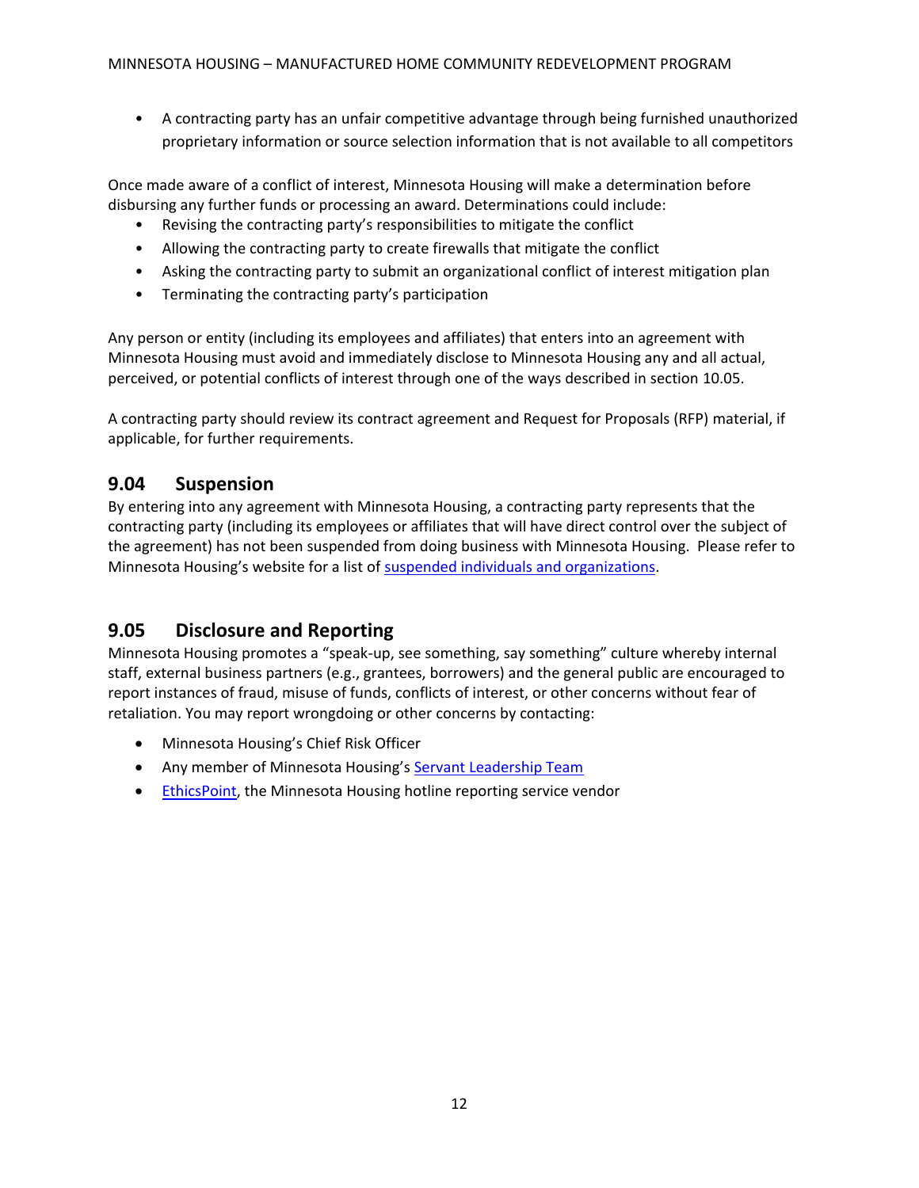- A contracting party has an unfair competitive advantage through being furnished unauthorized proprietary information or source selection information that is not available to all competitors

Once made aware of a conflict of interest, Minnesota Housing will make a determination before disbursing any further funds or processing an award. Determinations could include:

- Revising the contracting party's responsibilities to mitigate the conflict
- Allowing the contracting party to create firewalls that mitigate the conflict
- Asking the contracting party to submit an organizational conflict of interest mitigation plan
- Terminating the contracting party's participation

Any person or entity (including its employees and affiliates) that enters into an agreement with Minnesota Housing must avoid and immediately disclose to Minnesota Housing any and all actual, perceived, or potential conflicts of interest through one of the ways described in section 10.05.

A contracting party should review its contract agreement and Request for Proposals (RFP) material, if applicable, for further requirements.

## 9.04 Suspension

By entering into any agreement with Minnesota Housing, a contracting party represents that the contracting party (including its employees or affiliates that will have direct control over the subject of the agreement) has not been suspended from doing business with Minnesota Housing. Please refer to Minnesota Housing's website for a list of suspended individuals and organizations.

## 9.05 Disclosure and Reporting

Minnesota Housing promotes a "speak-up, see something, say something" culture whereby internal staff, external business partners (e.g., grantees, borrowers) and the general public are encouraged to report instances of fraud, misuse of funds, conflicts of interest, or other concerns without fear of retaliation. You may report wrongdoing or other concerns by contacting:

- Minnesota Housing's Chief Risk Officer
- Any member of Minnesota Housing's Servant Leadership Team
- EthicsPoint, the Minnesota Housing hotline reporting service vendor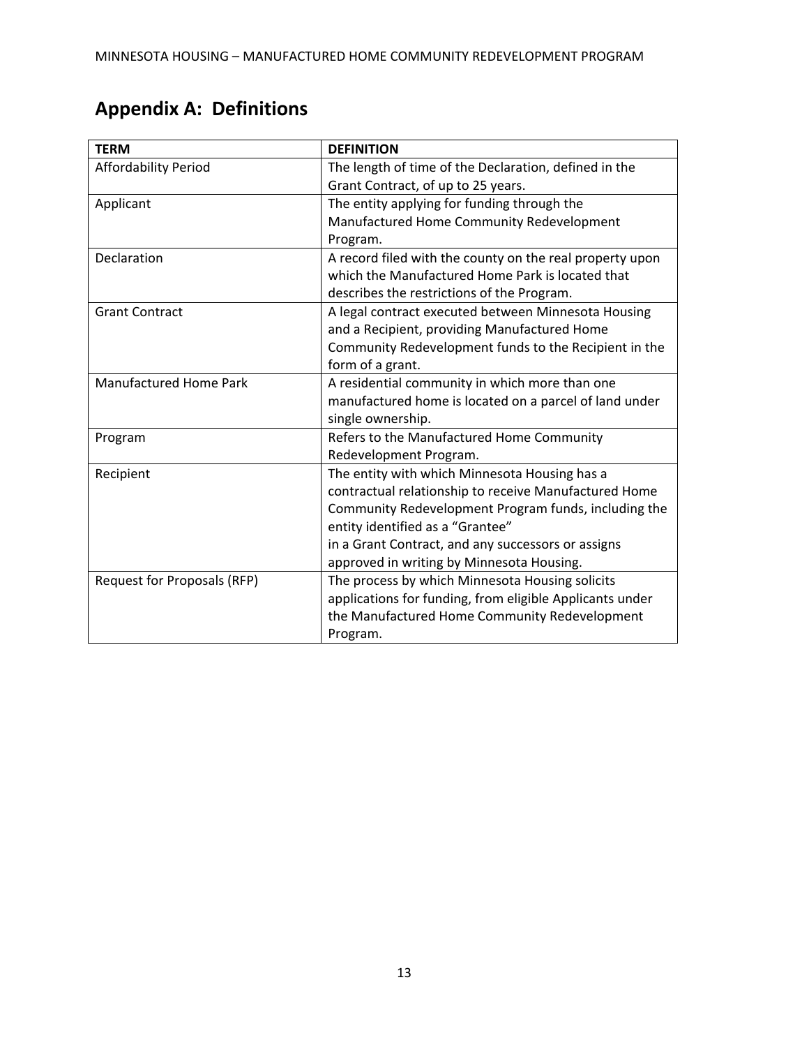## Appendix A: Definitions

| TERM | DEFINITION |
|---|---|
| Affordability Period | The length of time of the Declaration, defined in the Grant Contract, of up to 25 years. |
| Applicant | The entity applying for funding through the Manufactured Home Community Redevelopment Program. |
| Declaration | A record filed with the county on the real property upon which the Manufactured Home Park is located that describes the restrictions of the Program. |
| Grant Contract | A legal contract executed between Minnesota Housing and a Recipient, providing Manufactured Home Community Redevelopment funds to the Recipient in the form of a grant. |
| Manufactured Home Park | A residential community in which more than one manufactured home is located on a parcel of land under single ownership. |
| Program | Refers to the Manufactured Home Community Redevelopment Program. |
| Recipient | The entity with which Minnesota Housing has a contractual relationship to receive Manufactured Home Community Redevelopment Program funds, including the entity identified as a "Grantee" in a Grant Contract, and any successors or assigns approved in writing by Minnesota Housing. |
| Request for Proposals (RFP) | The process by which Minnesota Housing solicits applications for funding, from eligible Applicants under the Manufactured Home Community Redevelopment Program. |